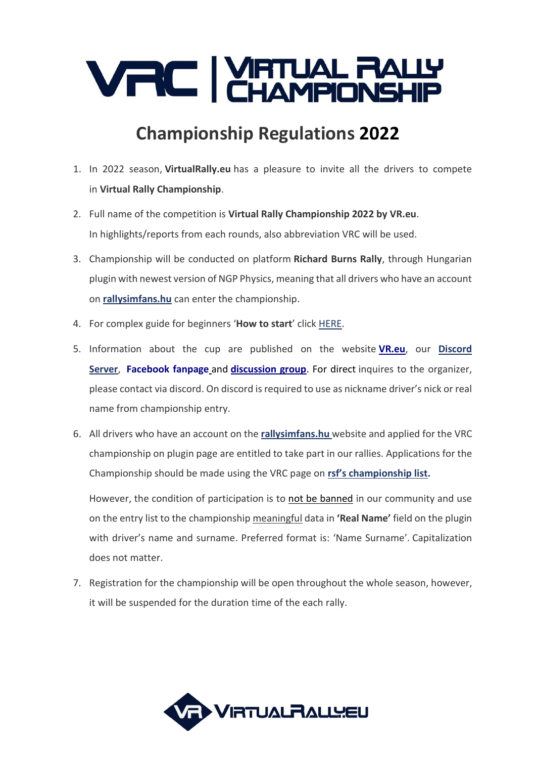# VRC | Virtual Rally Championship

## Championship Regulations 2022

1. In 2022 season, **VirtualRally.eu** has a pleasure to invite all the drivers to compete in **Virtual Rally Championship**.
2. Full name of the competition is **Virtual Rally Championship 2022 by VR.eu**.
   In highlights/reports from each rounds, also abbreviation VRC will be used.
3. Championship will be conducted on platform **Richard Burns Rally**, through Hungarian plugin with newest version of NGP Physics, meaning that all drivers who have an account on **rallysimfans.hu** can enter the championship.
4. For complex guide for beginners '**How to start**' click HERE.
5. Information about the cup are published on the website **VR.eu**, our **Discord Server**, **Facebook fanpage** and **discussion group**. For direct inquires to the organizer, please contact via discord. On discord is required to use as nickname driver's nick or real name from championship entry.
6. All drivers who have an account on the **rallysimfans.hu** website and applied for the VRC championship on plugin page are entitled to take part in our rallies. Applications for the Championship should be made using the VRC page on **rsf's championship list.**

   However, the condition of participation is to not be banned in our community and use on the entry list to the championship meaningful data in **'Real Name'** field on the plugin with driver's name and surname. Preferred format is: 'Name Surname'. Capitalization does not matter.
7. Registration for the championship will be open throughout the whole season, however, it will be suspended for the duration time of the each rally.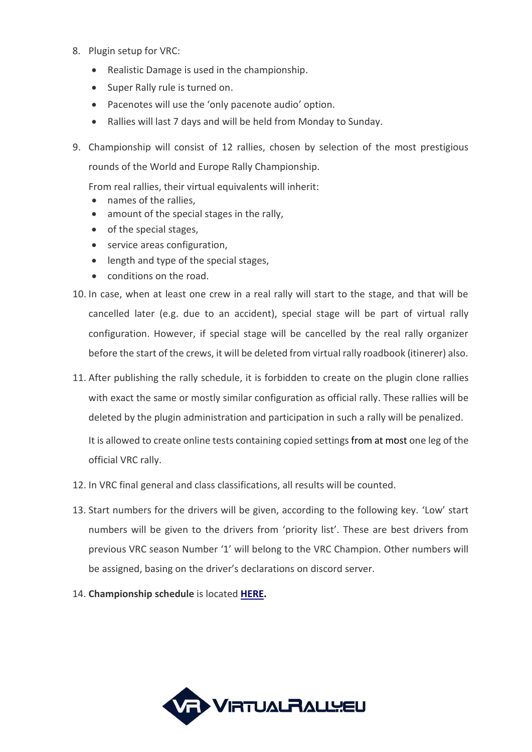8. Plugin setup for VRC:
   - Realistic Damage is used in the championship.
   - Super Rally rule is turned on.
   - Pacenotes will use the 'only pacenote audio' option.
   - Rallies will last 7 days and will be held from Monday to Sunday.

9. Championship will consist of 12 rallies, chosen by selection of the most prestigious rounds of the World and Europe Rally Championship.

   From real rallies, their virtual equivalents will inherit:
   - names of the rallies,
   - amount of the special stages in the rally,
   - of the special stages,
   - service areas configuration,
   - length and type of the special stages,
   - conditions on the road.

10. In case, when at least one crew in a real rally will start to the stage, and that will be cancelled later (e.g. due to an accident), special stage will be part of virtual rally configuration. However, if special stage will be cancelled by the real rally organizer before the start of the crews, it will be deleted from virtual rally roadbook (itinerer) also.

11. After publishing the rally schedule, it is forbidden to create on the plugin clone rallies with exact the same or mostly similar configuration as official rally. These rallies will be deleted by the plugin administration and participation in such a rally will be penalized.

    It is allowed to create online tests containing copied settings from at most one leg of the official VRC rally.

12. In VRC final general and class classifications, all results will be counted.

13. Start numbers for the drivers will be given, according to the following key. 'Low' start numbers will be given to the drivers from 'priority list'. These are best drivers from previous VRC season Number '1' will belong to the VRC Champion. Other numbers will be assigned, basing on the driver's declarations on discord server.

14. **Championship schedule** is located **HERE.**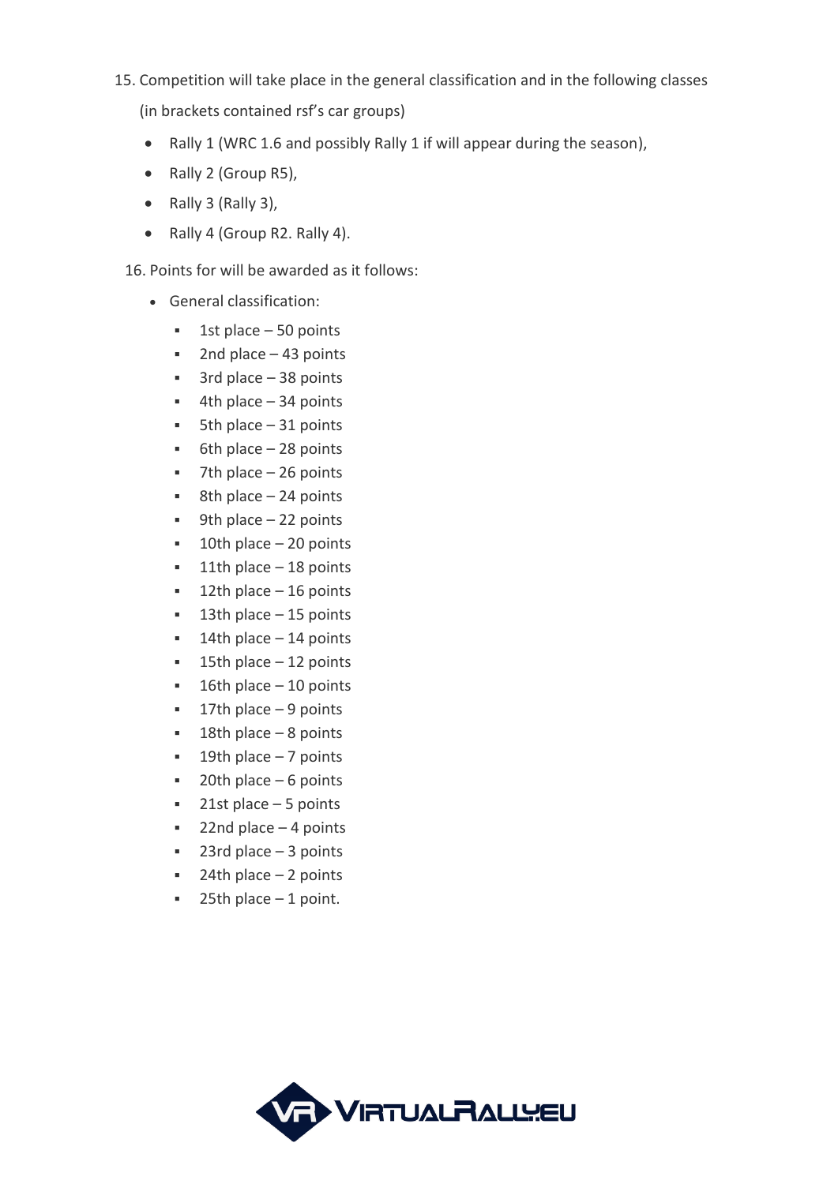15. Competition will take place in the general classification and in the following classes (in brackets contained rsf's car groups)
    - Rally 1 (WRC 1.6 and possibly Rally 1 if will appear during the season),
    - Rally 2 (Group R5),
    - Rally 3 (Rally 3),
    - Rally 4 (Group R2. Rally 4).
16. Points for will be awarded as it follows:
    - General classification:
        - 1st place – 50 points
        - 2nd place – 43 points
        - 3rd place – 38 points
        - 4th place – 34 points
        - 5th place – 31 points
        - 6th place – 28 points
        - 7th place – 26 points
        - 8th place – 24 points
        - 9th place – 22 points
        - 10th place – 20 points
        - 11th place – 18 points
        - 12th place – 16 points
        - 13th place – 15 points
        - 14th place – 14 points
        - 15th place – 12 points
        - 16th place – 10 points
        - 17th place – 9 points
        - 18th place – 8 points
        - 19th place – 7 points
        - 20th place – 6 points
        - 21st place – 5 points
        - 22nd place – 4 points
        - 23rd place – 3 points
        - 24th place – 2 points
        - 25th place – 1 point.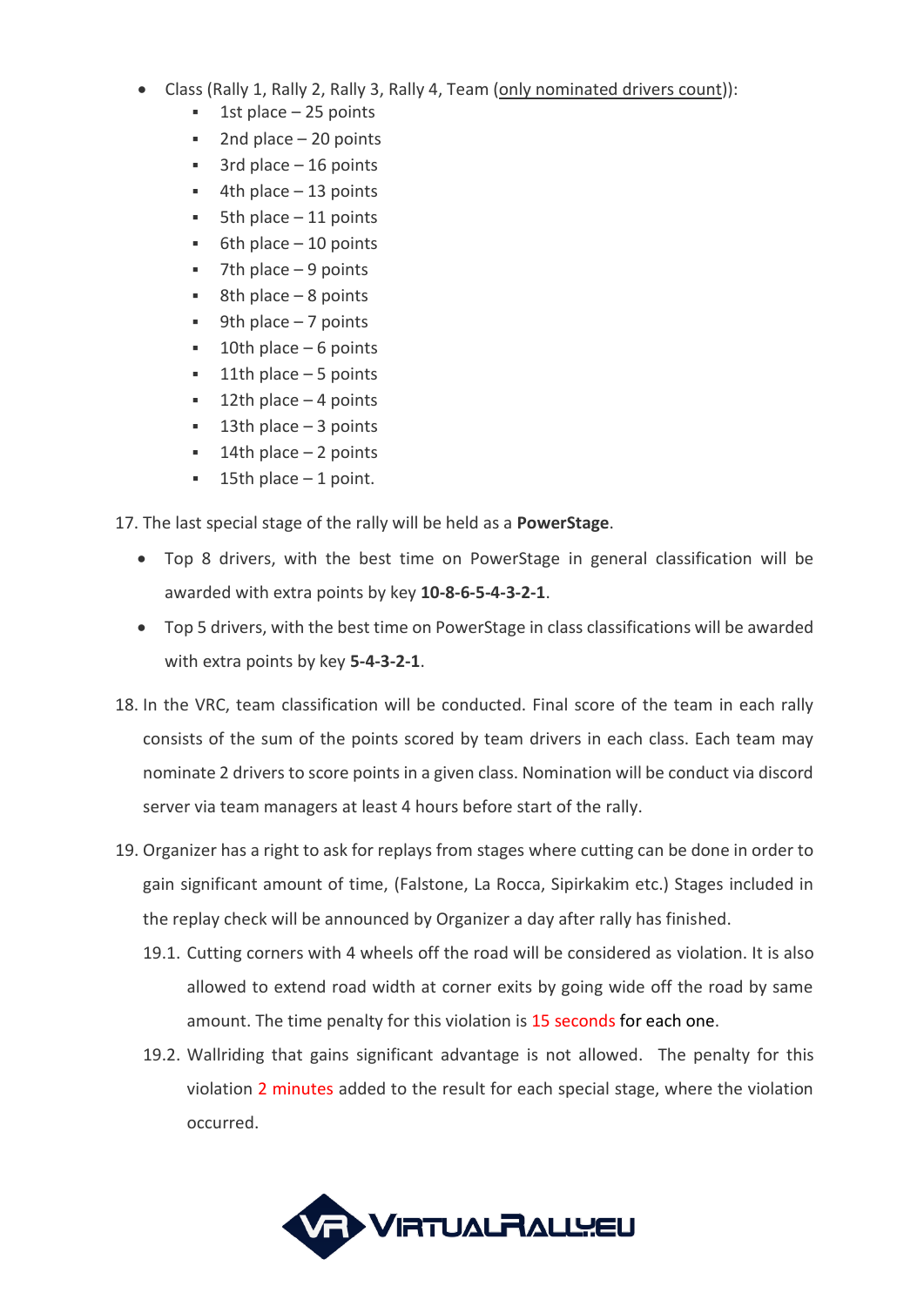- Class (Rally 1, Rally 2, Rally 3, Rally 4, Team (only nominated drivers count)):
  - 1st place – 25 points
  - 2nd place – 20 points
  - 3rd place – 16 points
  - 4th place – 13 points
  - 5th place – 11 points
  - 6th place – 10 points
  - 7th place – 9 points
  - 8th place – 8 points
  - 9th place – 7 points
  - 10th place – 6 points
  - 11th place – 5 points
  - 12th place – 4 points
  - 13th place – 3 points
  - 14th place – 2 points
  - 15th place – 1 point.

17. The last special stage of the rally will be held as a **PowerStage**.
    - Top 8 drivers, with the best time on PowerStage in general classification will be awarded with extra points by key **10-8-6-5-4-3-2-1**.
    - Top 5 drivers, with the best time on PowerStage in class classifications will be awarded with extra points by key **5-4-3-2-1**.
18. In the VRC, team classification will be conducted. Final score of the team in each rally consists of the sum of the points scored by team drivers in each class. Each team may nominate 2 drivers to score points in a given class. Nomination will be conduct via discord server via team managers at least 4 hours before start of the rally.
19. Organizer has a right to ask for replays from stages where cutting can be done in order to gain significant amount of time, (Falstone, La Rocca, Sipirkakim etc.) Stages included in the replay check will be announced by Organizer a day after rally has finished.

    19.1. Cutting corners with 4 wheels off the road will be considered as violation. It is also allowed to extend road width at corner exits by going wide off the road by same amount. The time penalty for this violation is 15 seconds for each one.

    19.2. Wallriding that gains significant advantage is not allowed. The penalty for this violation 2 minutes added to the result for each special stage, where the violation occurred.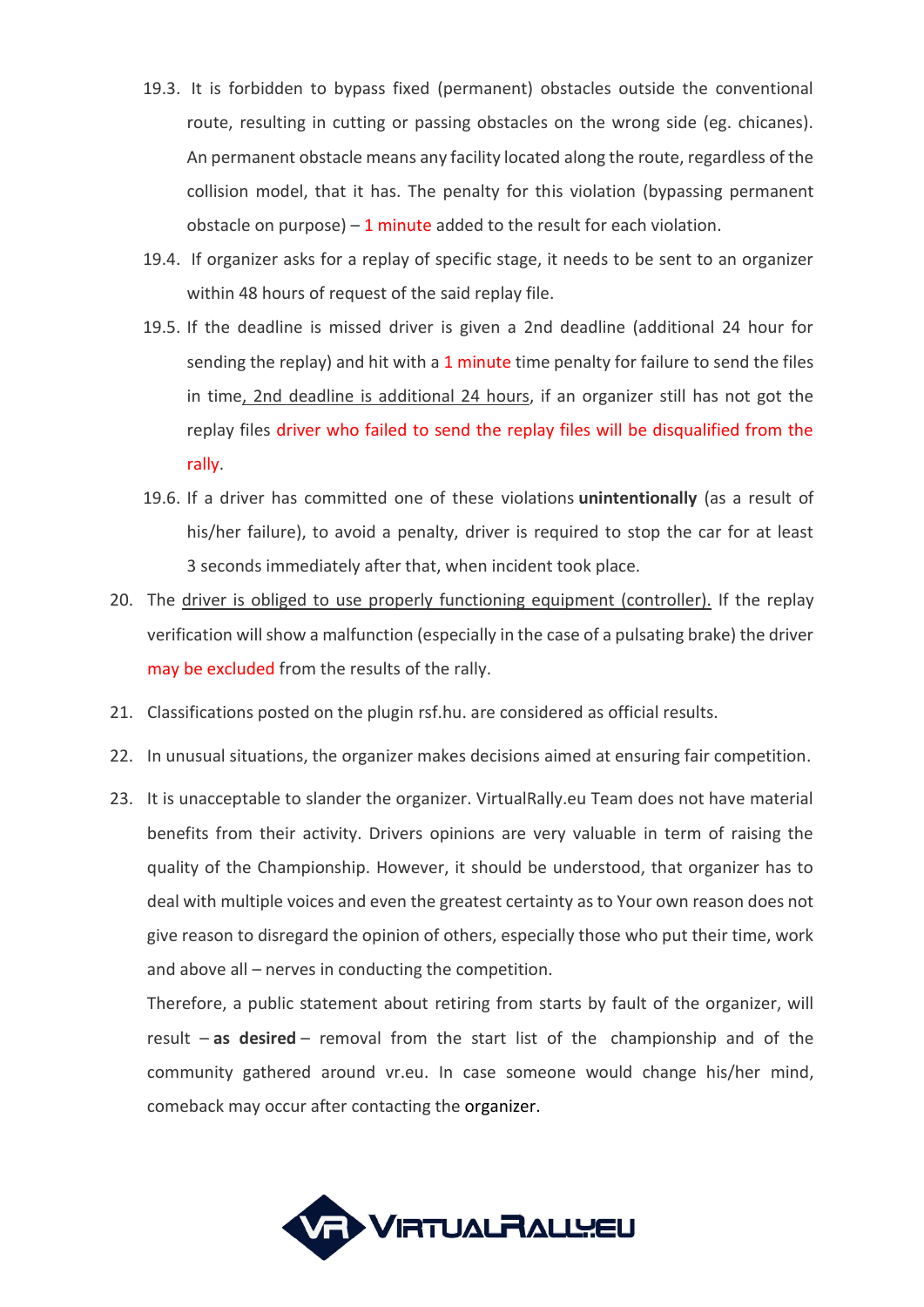19.3. It is forbidden to bypass fixed (permanent) obstacles outside the conventional route, resulting in cutting or passing obstacles on the wrong side (eg. chicanes). An permanent obstacle means any facility located along the route, regardless of the collision model, that it has. The penalty for this violation (bypassing permanent obstacle on purpose) – 1 minute added to the result for each violation.

19.4. If organizer asks for a replay of specific stage, it needs to be sent to an organizer within 48 hours of request of the said replay file.

19.5. If the deadline is missed driver is given a 2nd deadline (additional 24 hour for sending the replay) and hit with a 1 minute time penalty for failure to send the files in time, 2nd deadline is additional 24 hours, if an organizer still has not got the replay files driver who failed to send the replay files will be disqualified from the rally.

19.6. If a driver has committed one of these violations **unintentionally** (as a result of his/her failure), to avoid a penalty, driver is required to stop the car for at least 3 seconds immediately after that, when incident took place.

20. The driver is obliged to use properly functioning equipment (controller). If the replay verification will show a malfunction (especially in the case of a pulsating brake) the driver may be excluded from the results of the rally.

21. Classifications posted on the plugin rsf.hu. are considered as official results.

22. In unusual situations, the organizer makes decisions aimed at ensuring fair competition.

23. It is unacceptable to slander the organizer. VirtualRally.eu Team does not have material benefits from their activity. Drivers opinions are very valuable in term of raising the quality of the Championship. However, it should be understood, that organizer has to deal with multiple voices and even the greatest certainty as to Your own reason does not give reason to disregard the opinion of others, especially those who put their time, work and above all – nerves in conducting the competition.

    Therefore, a public statement about retiring from starts by fault of the organizer, will result – **as desired** – removal from the start list of the championship and of the community gathered around vr.eu. In case someone would change his/her mind, comeback may occur after contacting the organizer.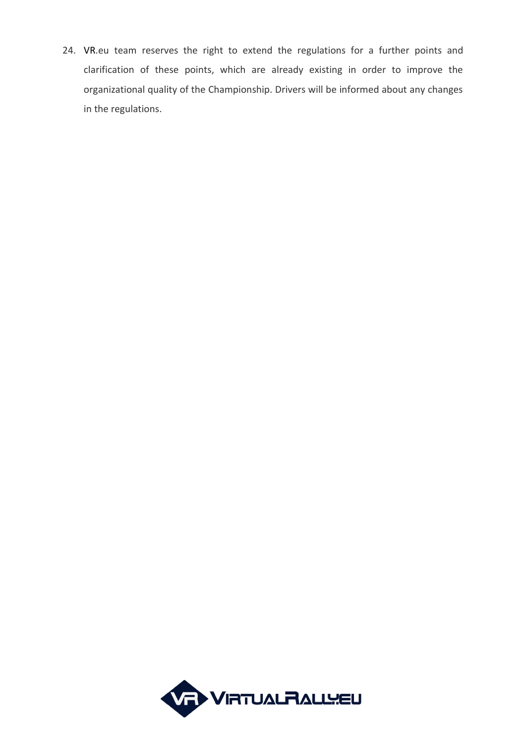24. VR.eu team reserves the right to extend the regulations for a further points and clarification of these points, which are already existing in order to improve the organizational quality of the Championship. Drivers will be informed about any changes in the regulations.